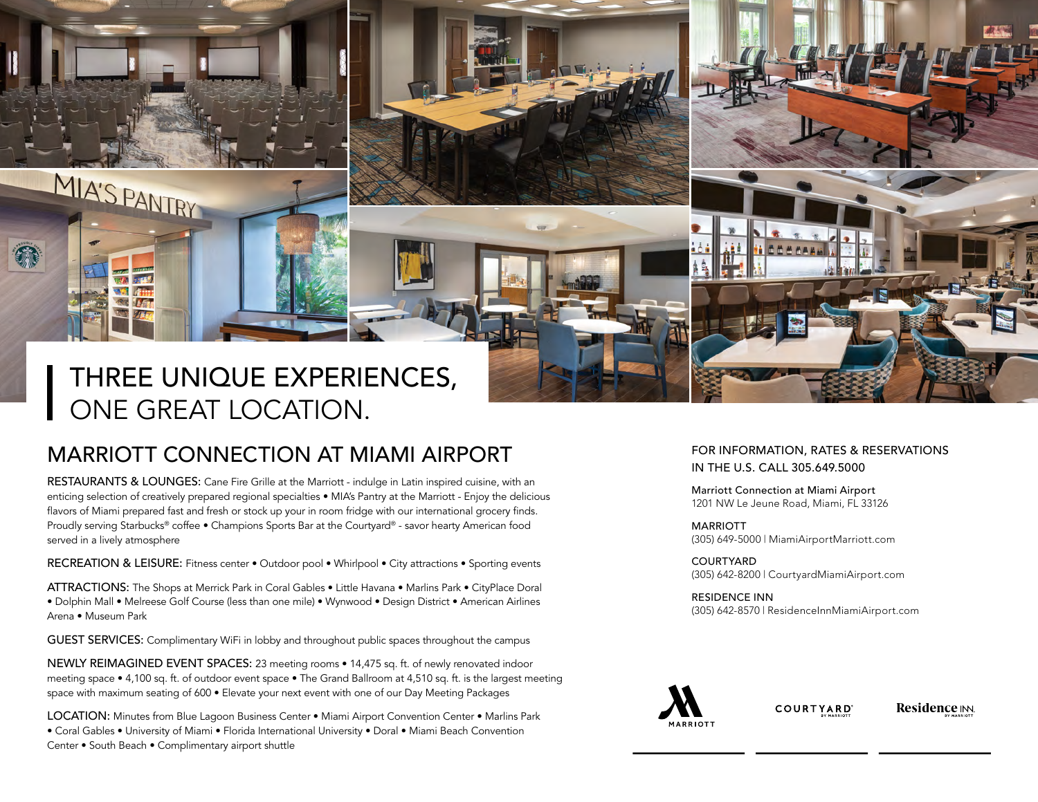# THREE UNIQUE EXPERIENCES, ONE GREAT LOCATION.

## MARRIOTT CONNECTION AT MIAMI AIRPORT

RESTAURANTS & LOUNGES: Cane Fire Grille at the Marriott - indulge in Latin inspired cuisine, with an enticing selection of creatively prepared regional specialties • MIA's Pantry at the Marriott - Enjoy the delicious flavors of Miami prepared fast and fresh or stock up your in room fridge with our international grocery finds. Proudly serving Starbucks® coffee • Champions Sports Bar at the Courtyard® - savor hearty American food served in a lively atmosphere

RECREATION & LEISURE: Fitness center • Outdoor pool • Whirlpool • City attractions • Sporting events

ATTRACTIONS: The Shops at Merrick Park in Coral Gables • Little Havana • Marlins Park • CityPlace Doral • Dolphin Mall • Melreese Golf Course (less than one mile) • Wynwood • Design District • American Airlines Arena • Museum Park

GUEST SERVICES: Complimentary WiFi in lobby and throughout public spaces throughout the campus

NEWLY REIMAGINED EVENT SPACES: 23 meeting rooms • 14,475 sq. ft. of newly renovated indoor meeting space • 4,100 sq. ft. of outdoor event space • The Grand Ballroom at 4,510 sq. ft. is the largest meeting space with maximum seating of 600 • Elevate your next event with one of our Day Meeting Packages

LOCATION: Minutes from Blue Lagoon Business Center • Miami Airport Convention Center • Marlins Park • Coral Gables • University of Miami • Florida International University • Doral • Miami Beach Convention Center • South Beach • Complimentary airport shuttle

FOR INFORMATION, RATES & RESERVATIONS IN THE U.S. CALL 305.649.5000

Marriott Connection at Miami Airport
1201 NW Le Jeune Road, Miami, FL 33126

MARRIOTT
(305) 649-5000 | MiamiAirportMarriott.com

COURTYARD
(305) 642-8200 | CourtyardMiamiAirport.com

RESIDENCE INN
(305) 642-8570 | ResidenceInnMiamiAirport.com

MARRIOTT · COURTYARD BY MARRIOTT · Residence INN BY MARRIOTT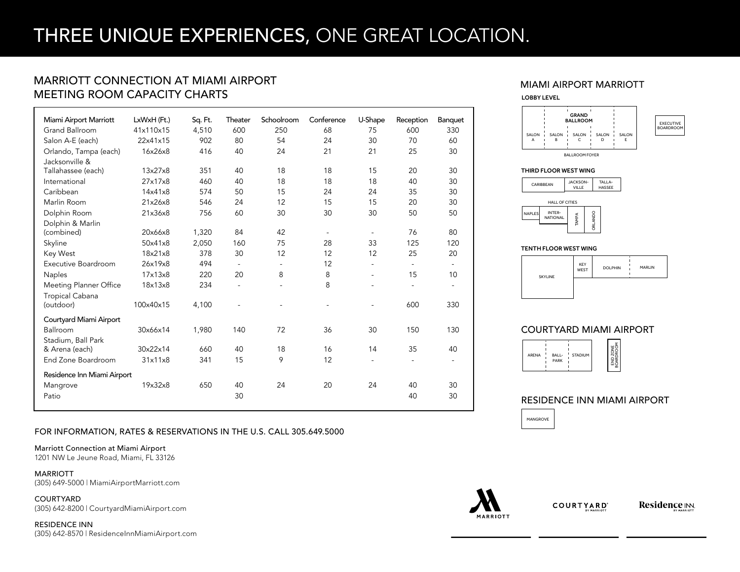# THREE UNIQUE EXPERIENCES, ONE GREAT LOCATION.

## MARRIOTT CONNECTION AT MIAMI AIRPORT MEETING ROOM CAPACITY CHARTS

| Miami Airport Marriott | LxWxH (Ft.) | Sq. Ft. | Theater | Schoolroom | Conference | U-Shape | Reception | Banquet |
|---|---|---|---|---|---|---|---|---|
| Grand Ballroom | 41x110x15 | 4,510 | 600 | 250 | 68 | 75 | 600 | 330 |
| Salon A-E (each) | 22x41x15 | 902 | 80 | 54 | 24 | 30 | 70 | 60 |
| Orlando, Tampa (each) | 16x26x8 | 416 | 40 | 24 | 21 | 21 | 25 | 30 |
| Jacksonville & Tallahassee (each) | 13x27x8 | 351 | 40 | 18 | 18 | 15 | 20 | 30 |
| International | 27x17x8 | 460 | 40 | 18 | 18 | 18 | 40 | 30 |
| Caribbean | 14x41x8 | 574 | 50 | 15 | 24 | 24 | 35 | 30 |
| Marlin Room | 21x26x8 | 546 | 24 | 12 | 15 | 15 | 20 | 30 |
| Dolphin Room | 21x36x8 | 756 | 60 | 30 | 30 | 30 | 50 | 50 |
| Dolphin & Marlin (combined) | 20x66x8 | 1,320 | 84 | 42 | - | - | 76 | 80 |
| Skyline | 50x41x8 | 2,050 | 160 | 75 | 28 | 33 | 125 | 120 |
| Key West | 18x21x8 | 378 | 30 | 12 | 12 | 12 | 25 | 20 |
| Executive Boardroom | 26x19x8 | 494 | - | - | 12 | - | - | - |
| Naples | 17x13x8 | 220 | 20 | 8 | 8 | - | 15 | 10 |
| Meeting Planner Office | 18x13x8 | 234 | - | - | 8 | - | - | - |
| Tropical Cabana (outdoor) | 100x40x15 | 4,100 | - | - | - | - | 600 | 330 |
| **Courtyard Miami Airport** | | | | | | | | |
| Ballroom | 30x66x14 | 1,980 | 140 | 72 | 36 | 30 | 150 | 130 |
| Stadium, Ball Park & Arena (each) | 30x22x14 | 660 | 40 | 18 | 16 | 14 | 35 | 40 |
| End Zone Boardroom | 31x11x8 | 341 | 15 | 9 | 12 | - | - | - |
| **Residence Inn Miami Airport** | | | | | | | | |
| Mangrove | 19x32x8 | 650 | 40 | 24 | 20 | 24 | 40 | 30 |
| Patio | | | 30 | | | | 40 | 30 |

## MIAMI AIRPORT MARRIOTT

**LOBBY LEVEL**

GRAND BALLROOM
SALON A | SALON B | SALON C | SALON D | SALON E
BALLROOM FOYER
EXECUTIVE BOARDROOM

**THIRD FLOOR WEST WING**

CARIBBEAN | JACKSON-VILLE | TALLA-HASSEE
HALL OF CITIES
NAPLES | INTER-NATIONAL | TAMPA | ORLANDO

**TENTH FLOOR WEST WING**

SKYLINE | KEY WEST | DOLPHIN | MARLIN

## COURTYARD MIAMI AIRPORT

ARENA | BALL-PARK | STADIUM | END ZONE BOARDROOM

## RESIDENCE INN MIAMI AIRPORT

MANGROVE

FOR INFORMATION, RATES & RESERVATIONS IN THE U.S. CALL 305.649.5000

Marriott Connection at Miami Airport
1201 NW Le Jeune Road, Miami, FL 33126

MARRIOTT
(305) 649-5000 | MiamiAirportMarriott.com

COURTYARD
(305) 642-8200 | CourtyardMiamiAirport.com

RESIDENCE INN
(305) 642-8570 | ResidenceInnMiamiAirport.com

MARRIOTT COURTYARD BY MARRIOTT Residence INN BY MARRIOTT